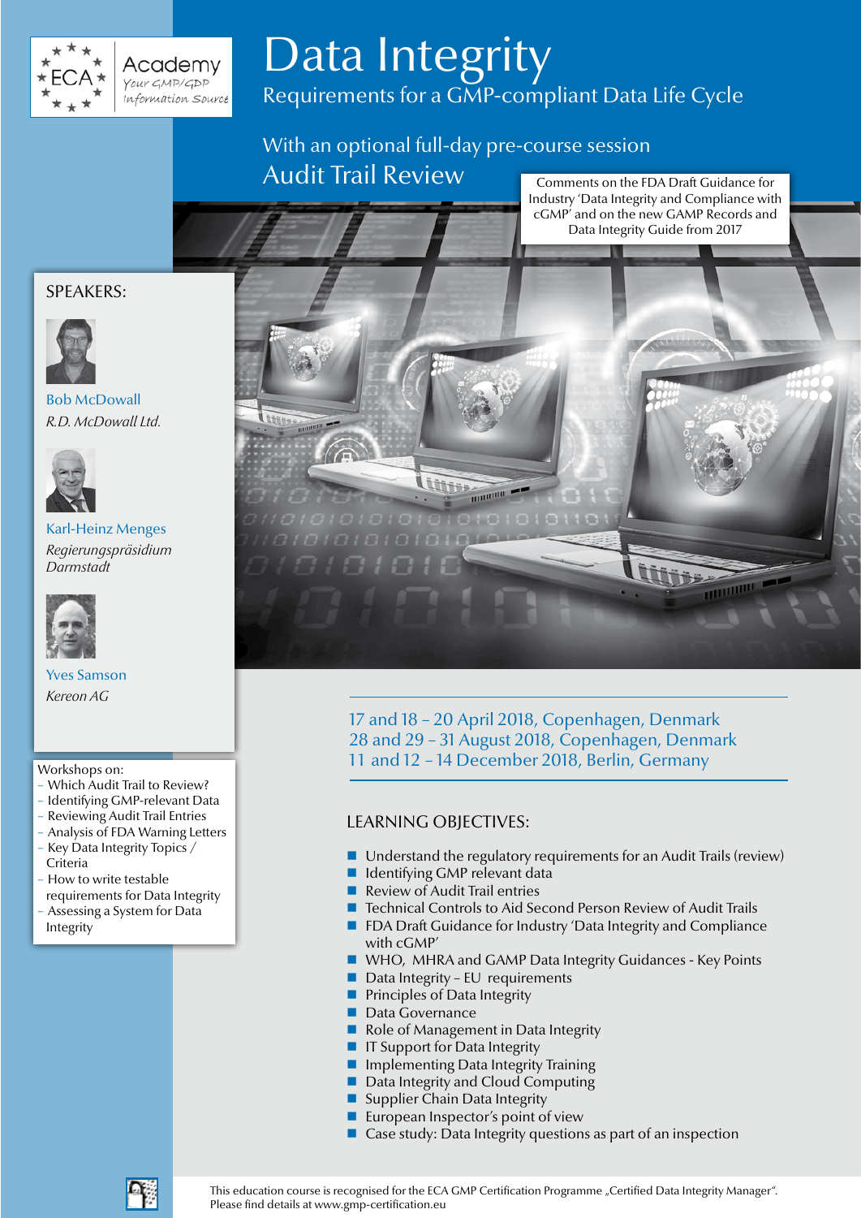ECA Academy
Your GMP/GDP Information Source

# Data Integrity

## Requirements for a GMP-compliant Data Life Cycle

With an optional full-day pre-course session

## Audit Trail Review

Comments on the FDA Draft Guidance for Industry 'Data Integrity and Compliance with cGMP' and on the new GAMP Records and Data Integrity Guide from 2017

### SPEAKERS:

Bob McDowall
*R.D. McDowall Ltd.*

Karl-Heinz Menges
*Regierungspräsidium Darmstadt*

Yves Samson
*Kereon AG*

Workshops on:
- Which Audit Trail to Review?
- Identifying GMP-relevant Data
- Reviewing Audit Trail Entries
- Analysis of FDA Warning Letters
- Key Data Integrity Topics / Criteria
- How to write testable requirements for Data Integrity
- Assessing a System for Data Integrity

17 and 18 – 20 April 2018, Copenhagen, Denmark
28 and 29 – 31 August 2018, Copenhagen, Denmark
11 and 12 – 14 December 2018, Berlin, Germany

### LEARNING OBJECTIVES:

- Understand the regulatory requirements for an Audit Trails (review)
- Identifying GMP relevant data
- Review of Audit Trail entries
- Technical Controls to Aid Second Person Review of Audit Trails
- FDA Draft Guidance for Industry 'Data Integrity and Compliance with cGMP'
- WHO, MHRA and GAMP Data Integrity Guidances - Key Points
- Data Integrity – EU requirements
- Principles of Data Integrity
- Data Governance
- Role of Management in Data Integrity
- IT Support for Data Integrity
- Implementing Data Integrity Training
- Data Integrity and Cloud Computing
- Supplier Chain Data Integrity
- European Inspector's point of view
- Case study: Data Integrity questions as part of an inspection

This education course is recognised for the ECA GMP Certification Programme „Certified Data Integrity Manager". Please find details at www.gmp-certification.eu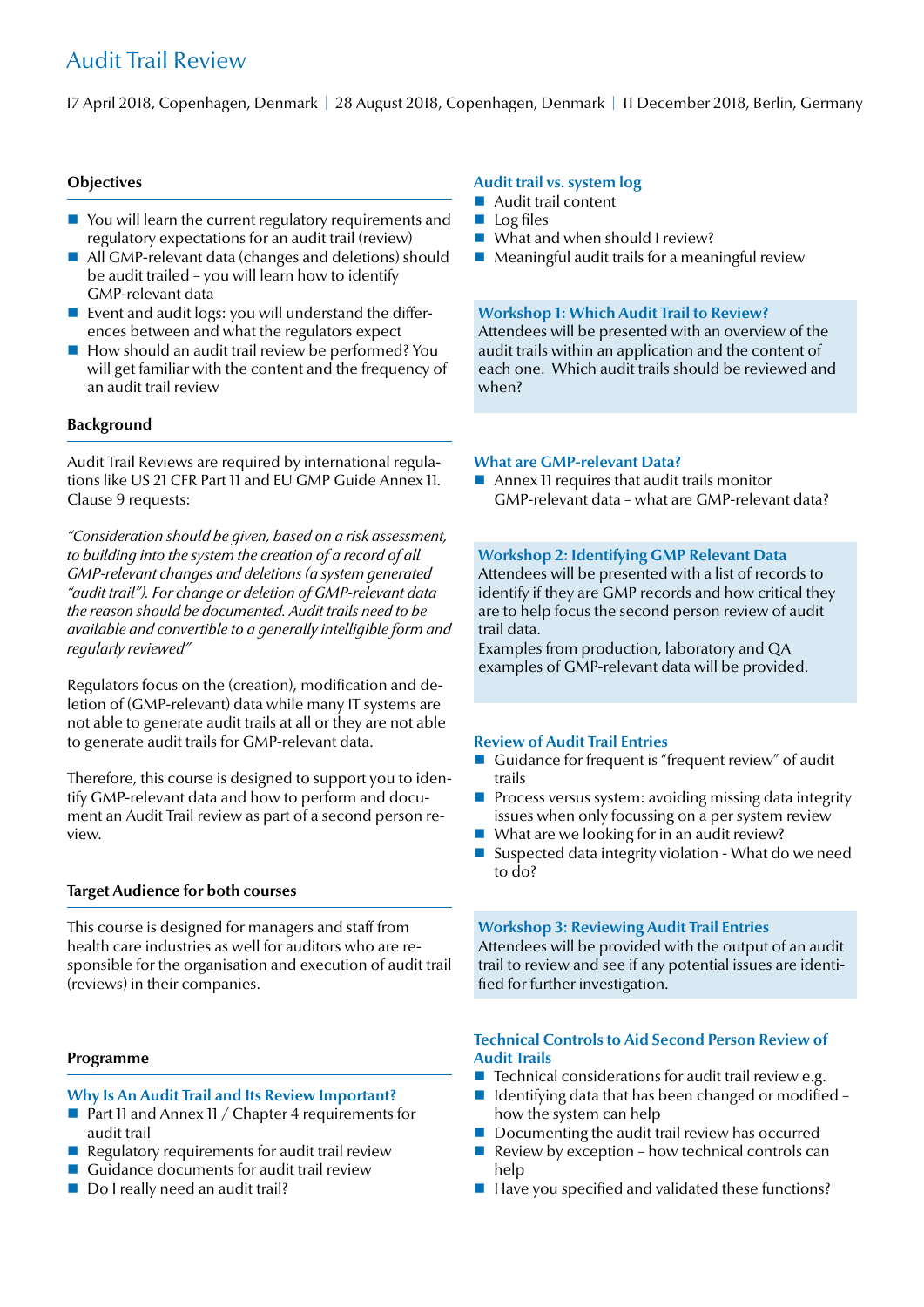# Audit Trail Review

17 April 2018, Copenhagen, Denmark | 28 August 2018, Copenhagen, Denmark | 11 December 2018, Berlin, Germany

## Objectives

- You will learn the current regulatory requirements and regulatory expectations for an audit trail (review)
- All GMP-relevant data (changes and deletions) should be audit trailed – you will learn how to identify GMP-relevant data
- Event and audit logs: you will understand the differences between and what the regulators expect
- How should an audit trail review be performed? You will get familiar with the content and the frequency of an audit trail review

## Background

Audit Trail Reviews are required by international regulations like US 21 CFR Part 11 and EU GMP Guide Annex 11. Clause 9 requests:

*"Consideration should be given, based on a risk assessment, to building into the system the creation of a record of all GMP-relevant changes and deletions (a system generated "audit trail"). For change or deletion of GMP-relevant data the reason should be documented. Audit trails need to be available and convertible to a generally intelligible form and regularly reviewed"*

Regulators focus on the (creation), modification and deletion of (GMP-relevant) data while many IT systems are not able to generate audit trails at all or they are not able to generate audit trails for GMP-relevant data.

Therefore, this course is designed to support you to identify GMP-relevant data and how to perform and document an Audit Trail review as part of a second person review.

## Target Audience for both courses

This course is designed for managers and staff from health care industries as well for auditors who are responsible for the organisation and execution of audit trail (reviews) in their companies.

## Programme

### Why Is An Audit Trail and Its Review Important?

- Part 11 and Annex 11 / Chapter 4 requirements for audit trail
- Regulatory requirements for audit trail review
- Guidance documents for audit trail review
- Do I really need an audit trail?

### Audit trail vs. system log

- Audit trail content
- Log files
- What and when should I review?
- Meaningful audit trails for a meaningful review

### Workshop 1: Which Audit Trail to Review?

Attendees will be presented with an overview of the audit trails within an application and the content of each one. Which audit trails should be reviewed and when?

### What are GMP-relevant Data?

- Annex 11 requires that audit trails monitor GMP-relevant data – what are GMP-relevant data?

### Workshop 2: Identifying GMP Relevant Data

Attendees will be presented with a list of records to identify if they are GMP records and how critical they are to help focus the second person review of audit trail data.

Examples from production, laboratory and QA examples of GMP-relevant data will be provided.

### Review of Audit Trail Entries

- Guidance for frequent is "frequent review" of audit trails
- Process versus system: avoiding missing data integrity issues when only focussing on a per system review
- What are we looking for in an audit review?
- Suspected data integrity violation - What do we need to do?

### Workshop 3: Reviewing Audit Trail Entries

Attendees will be provided with the output of an audit trail to review and see if any potential issues are identified for further investigation.

### Technical Controls to Aid Second Person Review of Audit Trails

- Technical considerations for audit trail review e.g.
- Identifying data that has been changed or modified – how the system can help
- Documenting the audit trail review has occurred
- Review by exception – how technical controls can help
- Have you specified and validated these functions?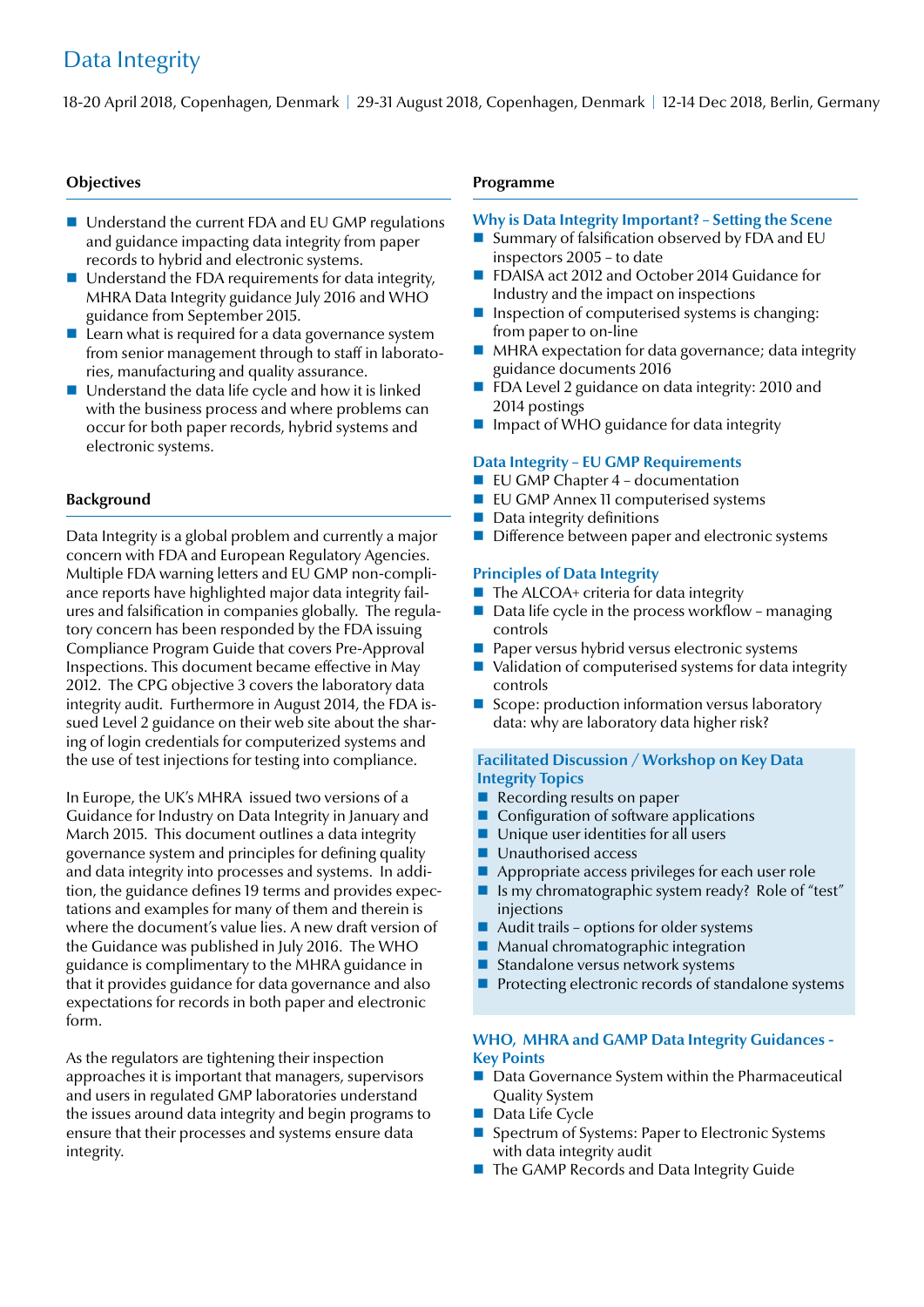# Data Integrity

18-20 April 2018, Copenhagen, Denmark | 29-31 August 2018, Copenhagen, Denmark | 12-14 Dec 2018, Berlin, Germany

## Objectives

- Understand the current FDA and EU GMP regulations and guidance impacting data integrity from paper records to hybrid and electronic systems.
- Understand the FDA requirements for data integrity, MHRA Data Integrity guidance July 2016 and WHO guidance from September 2015.
- Learn what is required for a data governance system from senior management through to staff in laboratories, manufacturing and quality assurance.
- Understand the data life cycle and how it is linked with the business process and where problems can occur for both paper records, hybrid systems and electronic systems.

## Background

Data Integrity is a global problem and currently a major concern with FDA and European Regulatory Agencies. Multiple FDA warning letters and EU GMP non-compliance reports have highlighted major data integrity failures and falsification in companies globally. The regulatory concern has been responded by the FDA issuing Compliance Program Guide that covers Pre-Approval Inspections. This document became effective in May 2012. The CPG objective 3 covers the laboratory data integrity audit. Furthermore in August 2014, the FDA issued Level 2 guidance on their web site about the sharing of login credentials for computerized systems and the use of test injections for testing into compliance.

In Europe, the UK's MHRA issued two versions of a Guidance for Industry on Data Integrity in January and March 2015. This document outlines a data integrity governance system and principles for defining quality and data integrity into processes and systems. In addition, the guidance defines 19 terms and provides expectations and examples for many of them and therein is where the document's value lies. A new draft version of the Guidance was published in July 2016. The WHO guidance is complimentary to the MHRA guidance in that it provides guidance for data governance and also expectations for records in both paper and electronic form.

As the regulators are tightening their inspection approaches it is important that managers, supervisors and users in regulated GMP laboratories understand the issues around data integrity and begin programs to ensure that their processes and systems ensure data integrity.

## Programme

### Why is Data Integrity Important? – Setting the Scene

- Summary of falsification observed by FDA and EU inspectors 2005 – to date
- FDAISA act 2012 and October 2014 Guidance for Industry and the impact on inspections
- Inspection of computerised systems is changing: from paper to on-line
- MHRA expectation for data governance; data integrity guidance documents 2016
- FDA Level 2 guidance on data integrity: 2010 and 2014 postings
- Impact of WHO guidance for data integrity

### Data Integrity – EU GMP Requirements

- EU GMP Chapter 4 – documentation
- EU GMP Annex 11 computerised systems
- Data integrity definitions
- Difference between paper and electronic systems

### Principles of Data Integrity

- The ALCOA+ criteria for data integrity
- Data life cycle in the process workflow – managing controls
- Paper versus hybrid versus electronic systems
- Validation of computerised systems for data integrity controls
- Scope: production information versus laboratory data: why are laboratory data higher risk?

### Facilitated Discussion / Workshop on Key Data Integrity Topics

- Recording results on paper
- Configuration of software applications
- Unique user identities for all users
- Unauthorised access
- Appropriate access privileges for each user role
- Is my chromatographic system ready? Role of "test" injections
- Audit trails – options for older systems
- Manual chromatographic integration
- Standalone versus network systems
- Protecting electronic records of standalone systems

### WHO, MHRA and GAMP Data Integrity Guidances - Key Points

- Data Governance System within the Pharmaceutical Quality System
- Data Life Cycle
- Spectrum of Systems: Paper to Electronic Systems with data integrity audit
- The GAMP Records and Data Integrity Guide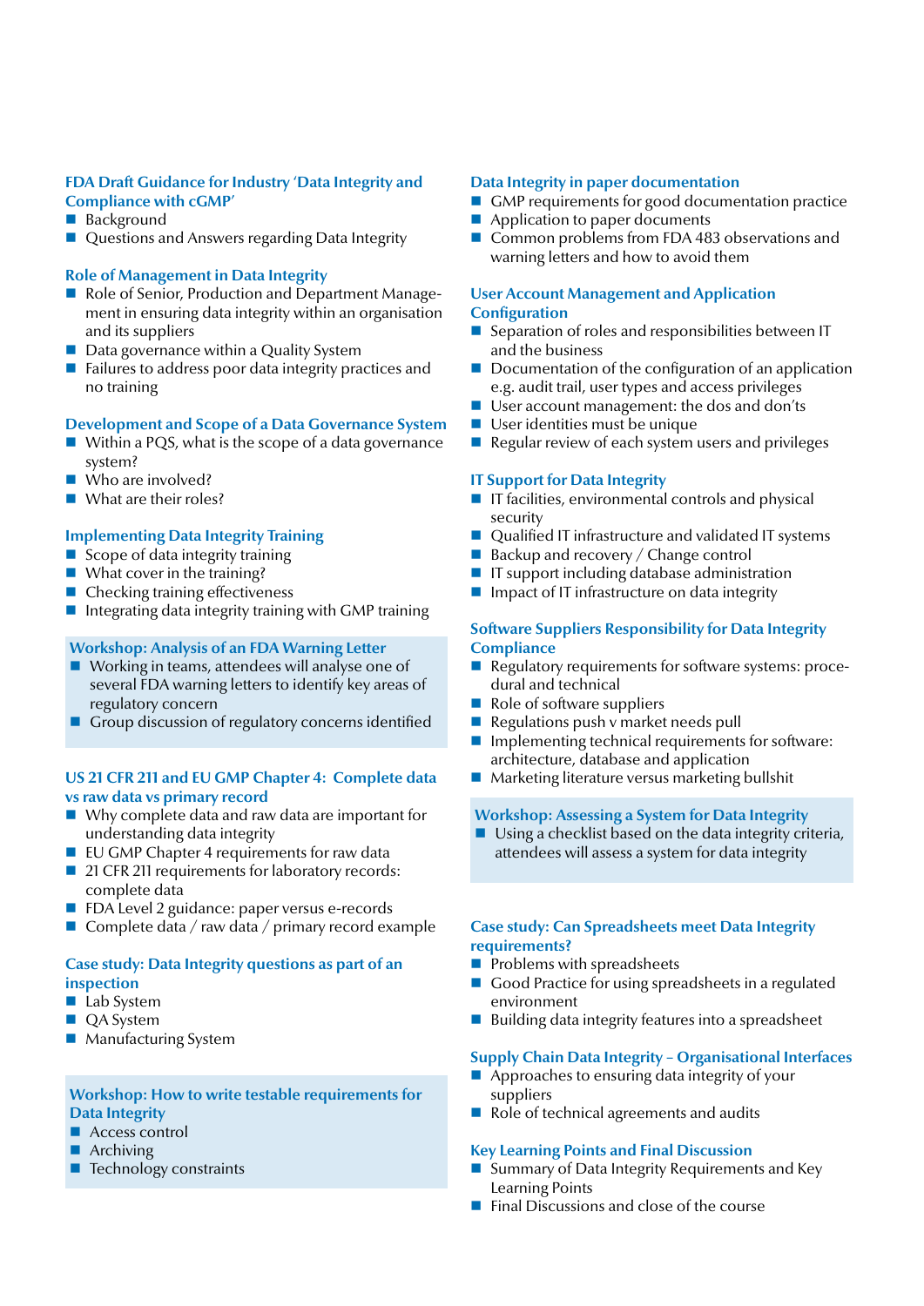### FDA Draft Guidance for Industry 'Data Integrity and Compliance with cGMP'

- Background
- Questions and Answers regarding Data Integrity

### Role of Management in Data Integrity

- Role of Senior, Production and Department Management in ensuring data integrity within an organisation and its suppliers
- Data governance within a Quality System
- Failures to address poor data integrity practices and no training

### Development and Scope of a Data Governance System

- Within a PQS, what is the scope of a data governance system?
- Who are involved?
- What are their roles?

### Implementing Data Integrity Training

- Scope of data integrity training
- What cover in the training?
- Checking training effectiveness
- Integrating data integrity training with GMP training

### Workshop: Analysis of an FDA Warning Letter

- Working in teams, attendees will analyse one of several FDA warning letters to identify key areas of regulatory concern
- Group discussion of regulatory concerns identified

### US 21 CFR 211 and EU GMP Chapter 4: Complete data vs raw data vs primary record

- Why complete data and raw data are important for understanding data integrity
- EU GMP Chapter 4 requirements for raw data
- 21 CFR 211 requirements for laboratory records: complete data
- FDA Level 2 guidance: paper versus e-records
- Complete data / raw data / primary record example

### Case study: Data Integrity questions as part of an inspection

- Lab System
- QA System
- Manufacturing System

### Workshop: How to write testable requirements for Data Integrity

- Access control
- Archiving
- Technology constraints

### Data Integrity in paper documentation

- GMP requirements for good documentation practice
- Application to paper documents
- Common problems from FDA 483 observations and warning letters and how to avoid them

### User Account Management and Application Configuration

- Separation of roles and responsibilities between IT and the business
- Documentation of the configuration of an application e.g. audit trail, user types and access privileges
- User account management: the dos and don'ts
- User identities must be unique
- Regular review of each system users and privileges

### IT Support for Data Integrity

- IT facilities, environmental controls and physical security
- Qualified IT infrastructure and validated IT systems
- Backup and recovery / Change control
- IT support including database administration
- Impact of IT infrastructure on data integrity

### Software Suppliers Responsibility for Data Integrity Compliance

- Regulatory requirements for software systems: procedural and technical
- Role of software suppliers
- Regulations push v market needs pull
- Implementing technical requirements for software: architecture, database and application
- Marketing literature versus marketing bullshit

### Workshop: Assessing a System for Data Integrity

- Using a checklist based on the data integrity criteria, attendees will assess a system for data integrity

### Case study: Can Spreadsheets meet Data Integrity requirements?

- Problems with spreadsheets
- Good Practice for using spreadsheets in a regulated environment
- Building data integrity features into a spreadsheet

### Supply Chain Data Integrity – Organisational Interfaces

- Approaches to ensuring data integrity of your suppliers
- Role of technical agreements and audits

### Key Learning Points and Final Discussion

- Summary of Data Integrity Requirements and Key Learning Points
- Final Discussions and close of the course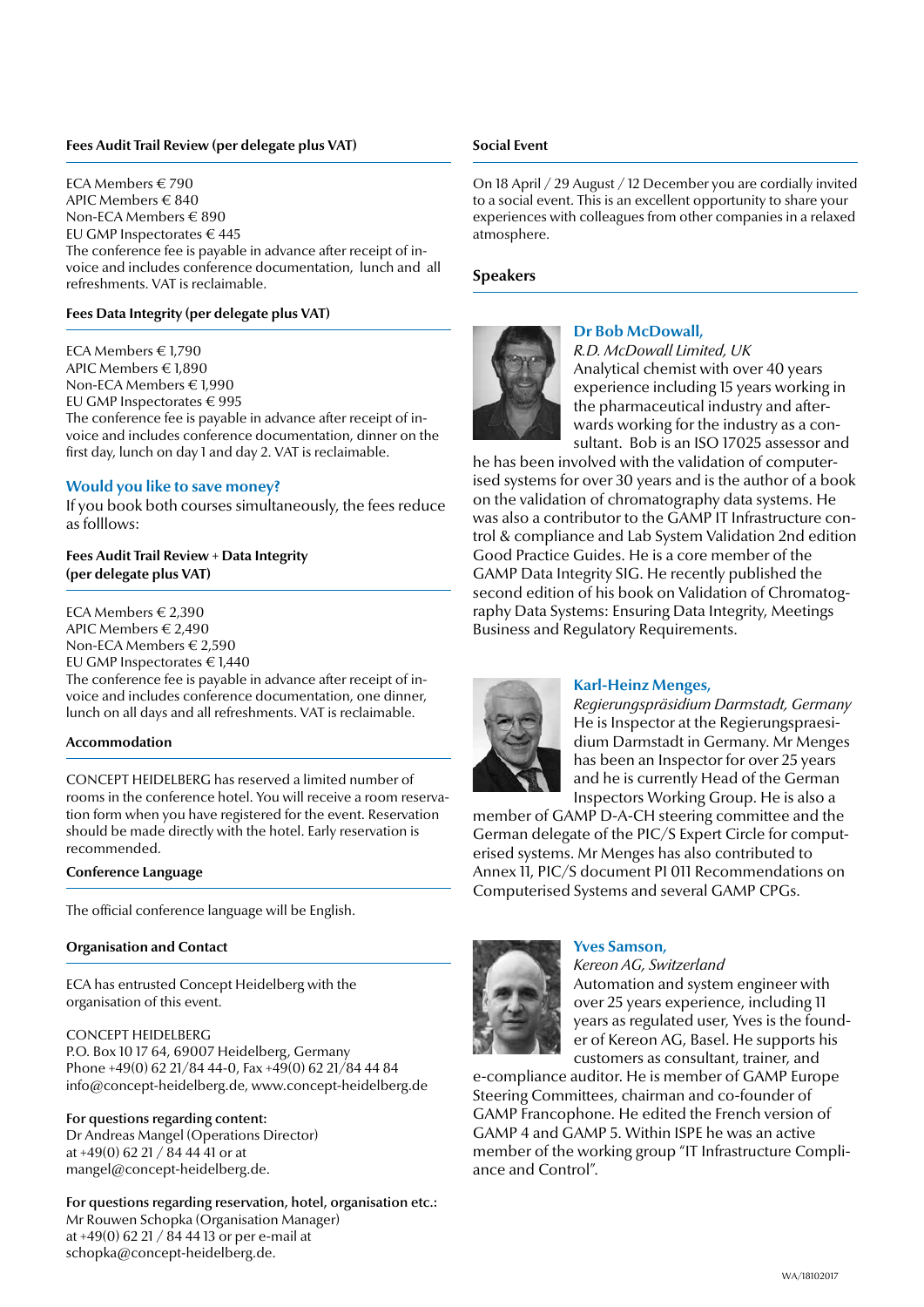### Fees Audit Trail Review (per delegate plus VAT)

ECA Members € 790
APIC Members € 840
Non-ECA Members € 890
EU GMP Inspectorates € 445
The conference fee is payable in advance after receipt of invoice and includes conference documentation, lunch and all refreshments. VAT is reclaimable.

### Fees Data Integrity (per delegate plus VAT)

ECA Members € 1,790
APIC Members € 1,890
Non-ECA Members € 1,990
EU GMP Inspectorates € 995
The conference fee is payable in advance after receipt of invoice and includes conference documentation, dinner on the first day, lunch on day 1 and day 2. VAT is reclaimable.

### Would you like to save money?

If you book both courses simultaneously, the fees reduce as folllows:

### Fees Audit Trail Review + Data Integrity (per delegate plus VAT)

ECA Members € 2,390
APIC Members € 2,490
Non-ECA Members € 2,590
EU GMP Inspectorates € 1,440
The conference fee is payable in advance after receipt of invoice and includes conference documentation, one dinner, lunch on all days and all refreshments. VAT is reclaimable.

### Accommodation

CONCEPT HEIDELBERG has reserved a limited number of rooms in the conference hotel. You will receive a room reservation form when you have registered for the event. Reservation should be made directly with the hotel. Early reservation is recommended.

### Conference Language

The official conference language will be English.

### Organisation and Contact

ECA has entrusted Concept Heidelberg with the organisation of this event.

CONCEPT HEIDELBERG
P.O. Box 10 17 64, 69007 Heidelberg, Germany
Phone +49(0) 62 21/84 44-0, Fax +49(0) 62 21/84 44 84
info@concept-heidelberg.de, www.concept-heidelberg.de

**For questions regarding content:**
Dr Andreas Mangel (Operations Director)
at +49(0) 62 21 / 84 44 41 or at
mangel@concept-heidelberg.de.

**For questions regarding reservation, hotel, organisation etc.:**
Mr Rouwen Schopka (Organisation Manager)
at +49(0) 62 21 / 84 44 13 or per e-mail at
schopka@concept-heidelberg.de.

### Social Event

On 18 April / 29 August / 12 December you are cordially invited to a social event. This is an excellent opportunity to share your experiences with colleagues from other companies in a relaxed atmosphere.

### Speakers

**Dr Bob McDowall,**
*R.D. McDowall Limited, UK*
Analytical chemist with over 40 years experience including 15 years working in the pharmaceutical industry and afterwards working for the industry as a consultant. Bob is an ISO 17025 assessor and he has been involved with the validation of computerised systems for over 30 years and is the author of a book on the validation of chromatography data systems. He was also a contributor to the GAMP IT Infrastructure control & compliance and Lab System Validation 2nd edition Good Practice Guides. He is a core member of the GAMP Data Integrity SIG. He recently published the second edition of his book on Validation of Chromatography Data Systems: Ensuring Data Integrity, Meetings Business and Regulatory Requirements.

**Karl-Heinz Menges,**
*Regierungspräsidium Darmstadt, Germany*
He is Inspector at the Regierungspraesidium Darmstadt in Germany. Mr Menges has been an Inspector for over 25 years and he is currently Head of the German Inspectors Working Group. He is also a member of GAMP D-A-CH steering committee and the German delegate of the PIC/S Expert Circle for computerised systems. Mr Menges has also contributed to Annex 11, PIC/S document PI 011 Recommendations on Computerised Systems and several GAMP CPGs.

**Yves Samson,**
*Kereon AG, Switzerland*
Automation and system engineer with over 25 years experience, including 11 years as regulated user, Yves is the founder of Kereon AG, Basel. He supports his customers as consultant, trainer, and e-compliance auditor. He is member of GAMP Europe Steering Committees, chairman and co-founder of GAMP Francophone. He edited the French version of GAMP 4 and GAMP 5. Within ISPE he was an active member of the working group "IT Infrastructure Compliance and Control".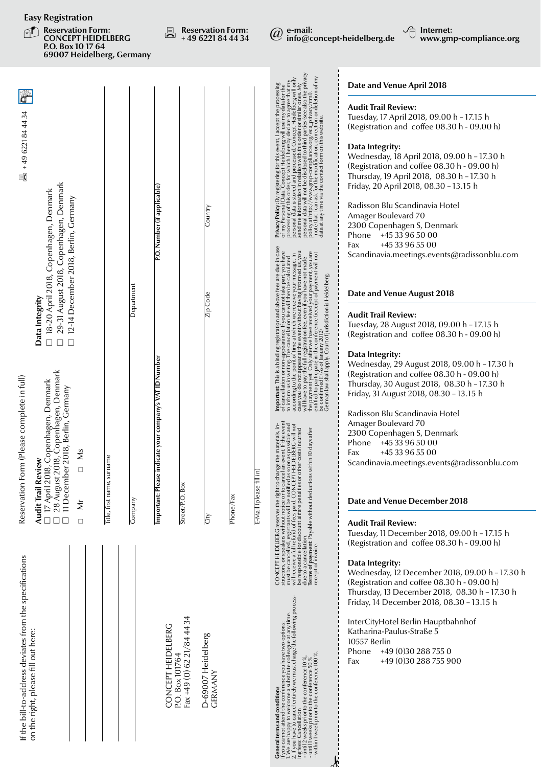## Easy Registration

**Reservation Form:**
**CONCEPT HEIDELBERG**
**P.O. Box 10 17 64**
**69007 Heidelberg, Germany**

**Reservation Form:**
**+ 49 6221 84 44 34**

**e-mail:**
**info@concept-heidelberg.de**

**Internet:**
**www.gmp-compliance.org**

If the bill-to-address deviates from the specifications on the right, please fill out here:

CONCEPT HEIDELBERG
P.O. Box 101764
Fax +49 (0) 62 21/84 44 34

D-69007 Heidelberg
GERMANY

Reservation Form (Please complete in full)

+ 49 6221 84 44 34

**Audit Trail Review**
☐ 17 April 2018, Copenhagen, Denmark
☐ 28 August 2018, Copenhagen, Denmark
☐ 11 December 2018, Berlin, Germany

**Data Integrity**
☐ 18-20 April 2018, Copenhagen, Denmark
☐ 29-31 August 2018, Copenhagen, Denmark
☐ 12-14 December 2018, Berlin, Germany

☐ Mr ☐ Ms

Title, first name, surname

Company | Department

**Important: Please indicate your company's VAT ID Number** | **P.O. Number (if applicable)**

Street/P.O. Box

City | Zip Code | Country

Phone/Fax

E-Mail (please fill in)

**General terms and conditions**
If you cannot attend the conference you have two options:
1. We are happy to welcome a substitute colleague at any time.
2. If you have to cancel entirely we must charge the following processing fees: Cancellation
- until 2 weeks prior to the conference 10 %,
- until 1 weeks prior to the conference 50 %
- within 1 week prior to the conference 100 %.

CONCEPT HEIDELBERG reserves the right to change the materials, instructors, or speakers without notice or to cancel an event. If the event must be cancelled, registrants will be notified as soon as possible and will receive a full refund of fees paid. CONCEPT HEIDELBERG will not be responsible for discount airfare penalties or other costs incurred due to a cancellation.
**Terms of payment**: Payable without deductions within 10 days after receipt of invoice.

**Important**: This is a binding registration and above fees are due in case of cancellation or non-appearance. If you cannot take part, you have to inform us in writing. The cancellation fee will then be calculated according to the point of time at which we receive your message. In case you do not appear at the event without having informed us, you will have to pay the full registration fee, even if you have not made the payment yet. Only after we have received your payment, you are entitled to participate in the conference (receipt of payment will not be confirmed)! (As of January 2012).
German law shall apply. Court of jurisdiction is Heidelberg.

**Privacy Policy**: By registering for this event, I accept the processing of my Personal Data. Concept Heidelberg will use my data for the processing of this order, for which I hereby declare to agree that my personal data is stored and processed. Concept Heidelberg will only send me information in relation with this order or similar ones. My personal data will not be disclosed to third parties (see also the privacy policy at http://www.gmp-compliance.org/eca_privacy.html). I note that I can ask for the modification, correction or deletion of my data at any time via the contact form on this website.

### Date and Venue April 2018

**Audit Trail Review:**
Tuesday, 17 April 2018, 09.00 h – 17.15 h
(Registration and coffee 08.30 h - 09.00 h)

**Data Integrity:**
Wednesday, 18 April 2018, 09.00 h – 17.30 h
(Registration and coffee 08.30 h - 09.00 h)
Thursday, 19 April 2018, 08.30 h – 17.30 h
Friday, 20 April 2018, 08.30 – 13.15 h

Radisson Blu Scandinavia Hotel
Amager Boulevard 70
2300 Copenhagen S, Denmark
Phone +45 33 96 50 00
Fax +45 33 96 55 00
Scandinavia.meetings.events@radissonblu.com

### Date and Venue August 2018

**Audit Trail Review:**
Tuesday, 28 August 2018, 09.00 h – 17.15 h
(Registration and coffee 08.30 h - 09.00 h)

**Data Integrity:**
Wednesday, 29 August 2018, 09.00 h – 17.30 h
(Registration and coffee 08.30 h - 09.00 h)
Thursday, 30 August 2018, 08.30 h – 17.30 h
Friday, 31 August 2018, 08.30 – 13.15 h

Radisson Blu Scandinavia Hotel
Amager Boulevard 70
2300 Copenhagen S, Denmark
Phone +45 33 96 50 00
Fax +45 33 96 55 00
Scandinavia.meetings.events@radissonblu.com

### Date and Venue December 2018

**Audit Trail Review:**
Tuesday, 11 December 2018, 09.00 h – 17.15 h
(Registration and coffee 08.30 h - 09.00 h)

**Data Integrity:**
Wednesday, 12 December 2018, 09.00 h – 17.30 h
(Registration and coffee 08.30 h - 09.00 h)
Thursday, 13 December 2018, 08.30 h – 17.30 h
Friday, 14 December 2018, 08.30 – 13.15 h

InterCityHotel Berlin Hauptbahnhof
Katharina-Paulus-Straße 5
10557 Berlin
Phone +49 (0)30 288 755 0
Fax +49 (0)30 288 755 900